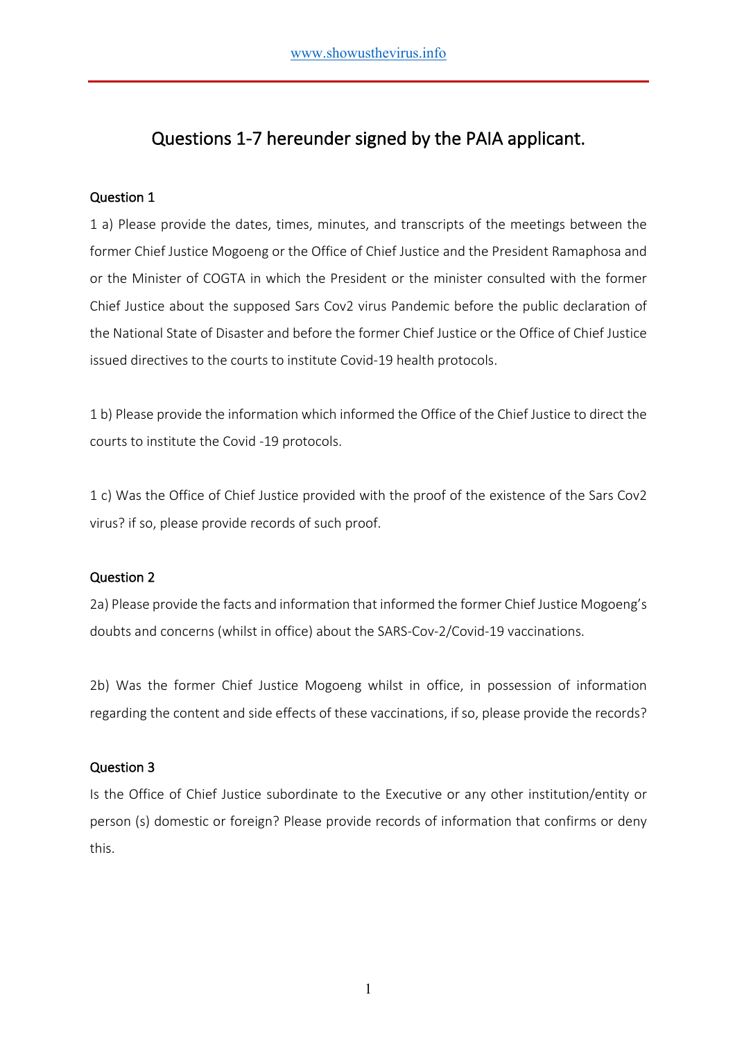## Questions 1-7 hereunder signed by the PAIA applicant.

### Question 1

1 a) Please provide the dates, times, minutes, and transcripts of the meetings between the former Chief Justice Mogoeng or the Office of Chief Justice and the President Ramaphosa and or the Minister of COGTA in which the President or the minister consulted with the former Chief Justice about the supposed Sars Cov2 virus Pandemic before the public declaration of the National State of Disaster and before the former Chief Justice or the Office of Chief Justice issued directives to the courts to institute Covid-19 health protocols.

1 b) Please provide the information which informed the Office of the Chief Justice to direct the courts to institute the Covid -19 protocols.

1 c) Was the Office of Chief Justice provided with the proof of the existence of the Sars Cov2 virus? if so, please provide records of such proof.

### Question 2

2a) Please provide the facts and information that informed the former Chief Justice Mogoeng's doubts and concerns (whilst in office) about the SARS-Cov-2/Covid-19 vaccinations.

2b) Was the former Chief Justice Mogoeng whilst in office, in possession of information regarding the content and side effects of these vaccinations, if so, please provide the records?

### Question 3

Is the Office of Chief Justice subordinate to the Executive or any other institution/entity or person (s) domestic or foreign? Please provide records of information that confirms or deny this.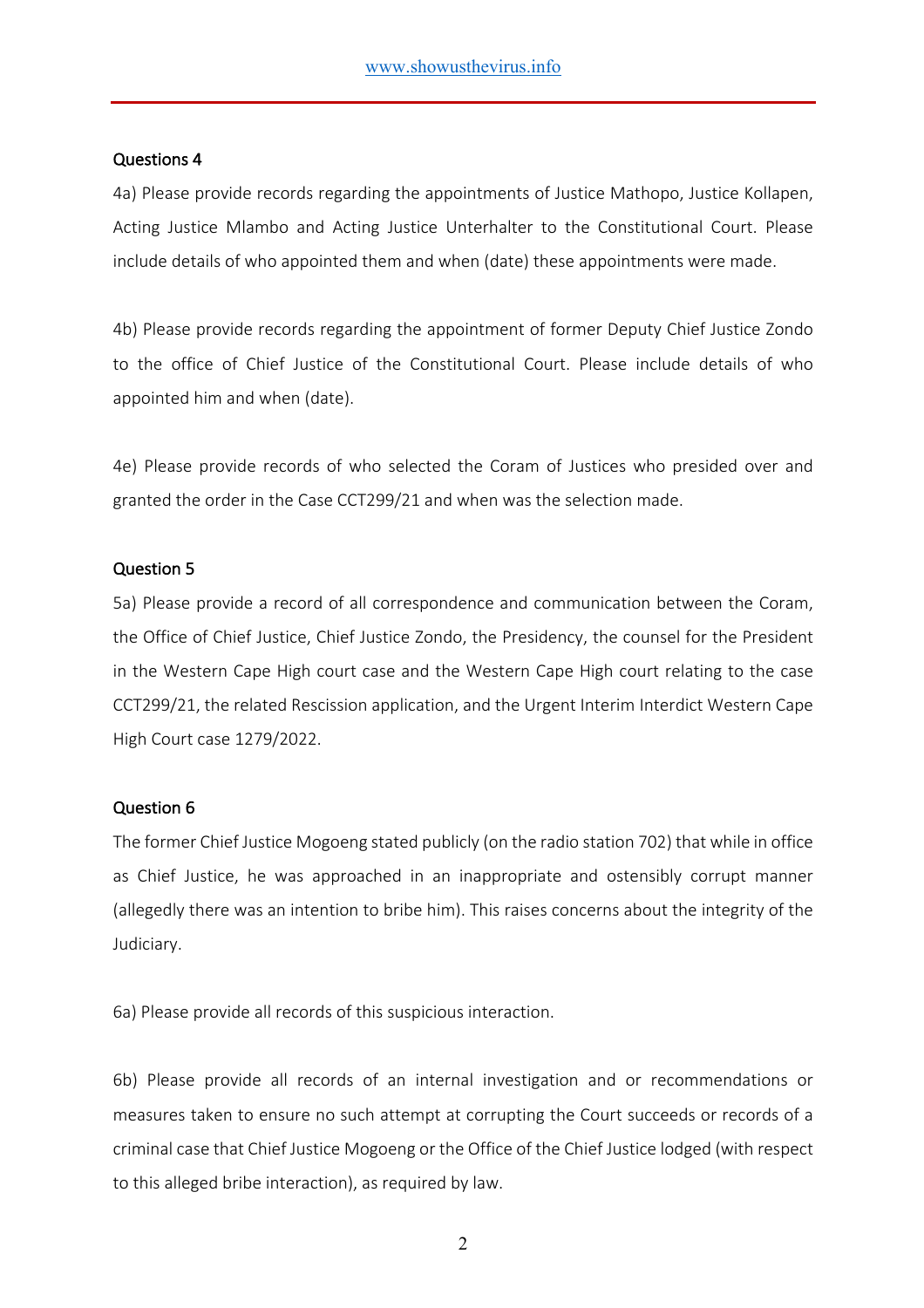## Questions 4

4a) Please provide records regarding the appointments of Justice Mathopo, Justice Kollapen, Acting Justice Mlambo and Acting Justice Unterhalter to the Constitutional Court. Please include details of who appointed them and when (date) these appointments were made.

4b) Please provide records regarding the appointment of former Deputy Chief Justice Zondo to the office of Chief Justice of the Constitutional Court. Please include details of who appointed him and when (date).

4e) Please provide records of who selected the Coram of Justices who presided over and granted the order in the Case CCT299/21 and when was the selection made.

## Question 5

5a) Please provide a record of all correspondence and communication between the Coram, the Office of Chief Justice, Chief Justice Zondo, the Presidency, the counsel for the President in the Western Cape High court case and the Western Cape High court relating to the case CCT299/21, the related Rescission application, and the Urgent Interim Interdict Western Cape High Court case 1279/2022.

## Question 6

The former Chief Justice Mogoeng stated publicly (on the radio station 702) that while in office as Chief Justice, he was approached in an inappropriate and ostensibly corrupt manner (allegedly there was an intention to bribe him). This raises concerns about the integrity of the Judiciary.

6a) Please provide all records of this suspicious interaction.

6b) Please provide all records of an internal investigation and or recommendations or measures taken to ensure no such attempt at corrupting the Court succeeds or records of a criminal case that Chief Justice Mogoeng or the Office of the Chief Justice lodged (with respect to this alleged bribe interaction), as required by law.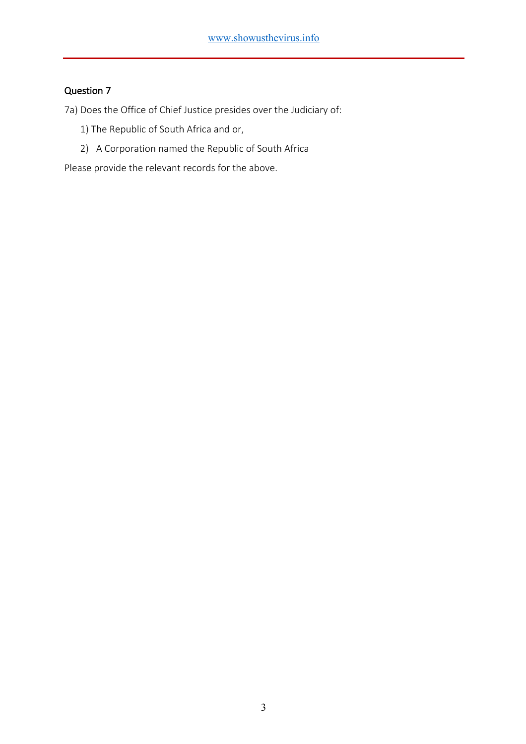## Question 7

7a) Does the Office of Chief Justice presides over the Judiciary of:

1) The Republic of South Africa and or,
2) A Corporation named the Republic of South Africa

Please provide the relevant records for the above.